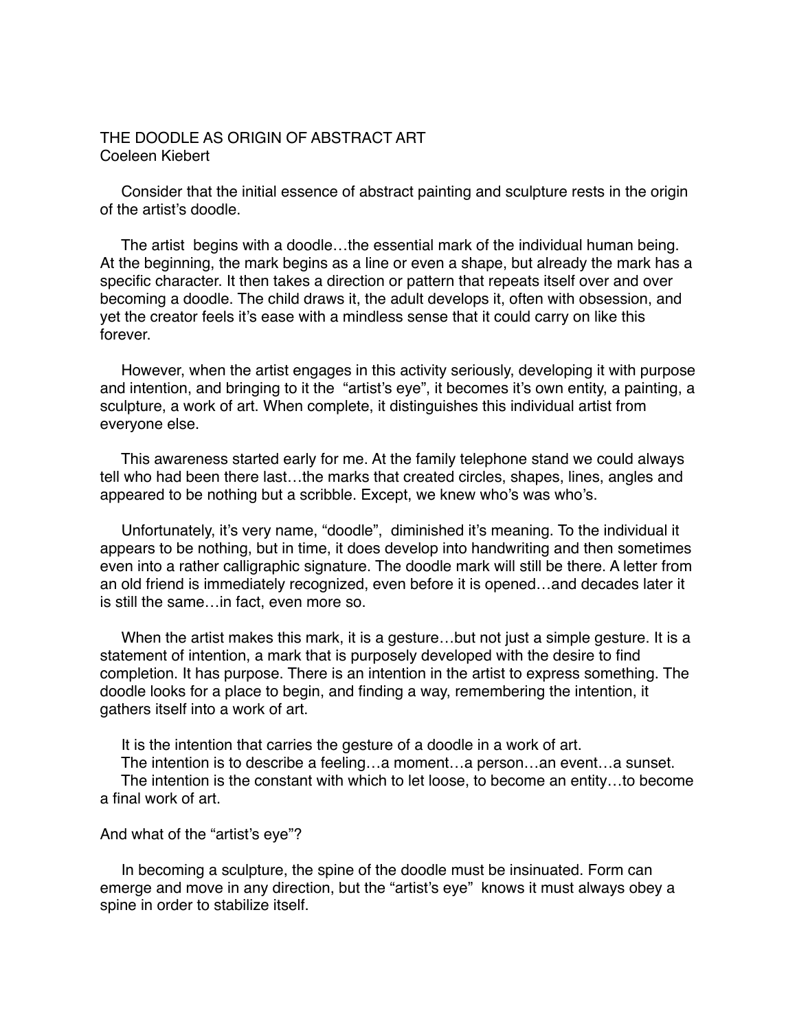# THE DOODLE AS ORIGIN OF ABSTRACT ART
Coeleen Kiebert

Consider that the initial essence of abstract painting and sculpture rests in the origin of the artist's doodle.

The artist begins with a doodle…the essential mark of the individual human being. At the beginning, the mark begins as a line or even a shape, but already the mark has a specific character. It then takes a direction or pattern that repeats itself over and over becoming a doodle. The child draws it, the adult develops it, often with obsession, and yet the creator feels it's ease with a mindless sense that it could carry on like this forever.

However, when the artist engages in this activity seriously, developing it with purpose and intention, and bringing to it the "artist's eye", it becomes it's own entity, a painting, a sculpture, a work of art. When complete, it distinguishes this individual artist from everyone else.

This awareness started early for me. At the family telephone stand we could always tell who had been there last…the marks that created circles, shapes, lines, angles and appeared to be nothing but a scribble. Except, we knew who's was who's.

Unfortunately, it's very name, "doodle", diminished it's meaning. To the individual it appears to be nothing, but in time, it does develop into handwriting and then sometimes even into a rather calligraphic signature. The doodle mark will still be there. A letter from an old friend is immediately recognized, even before it is opened…and decades later it is still the same…in fact, even more so.

When the artist makes this mark, it is a gesture…but not just a simple gesture. It is a statement of intention, a mark that is purposely developed with the desire to find completion. It has purpose. There is an intention in the artist to express something. The doodle looks for a place to begin, and finding a way, remembering the intention, it gathers itself into a work of art.

It is the intention that carries the gesture of a doodle in a work of art.
The intention is to describe a feeling…a moment…a person…an event…a sunset.
The intention is the constant with which to let loose, to become an entity…to become a final work of art.

And what of the "artist's eye"?

In becoming a sculpture, the spine of the doodle must be insinuated. Form can emerge and move in any direction, but the "artist's eye" knows it must always obey a spine in order to stabilize itself.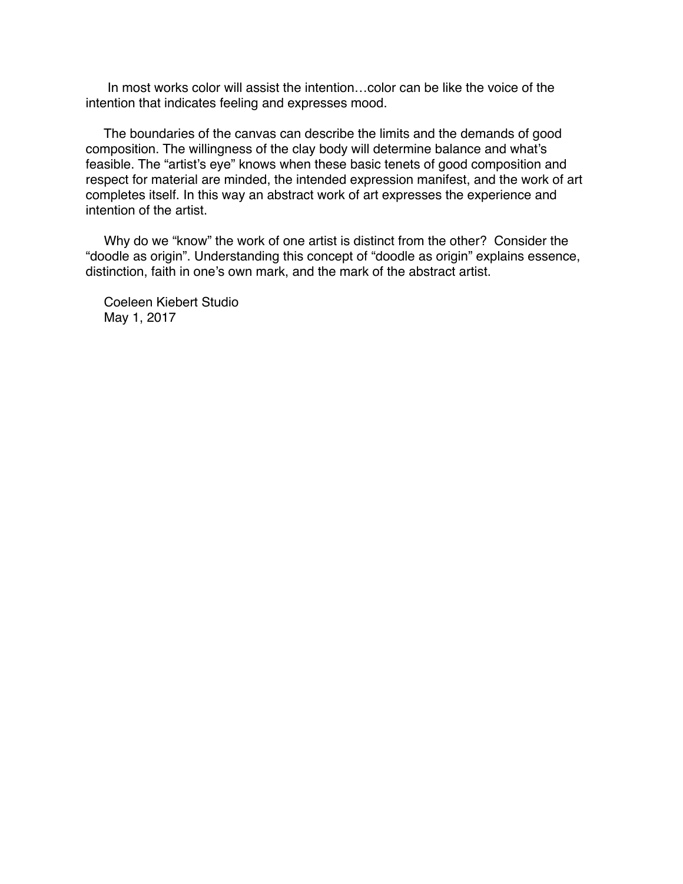In most works color will assist the intention…color can be like the voice of the intention that indicates feeling and expresses mood.

The boundaries of the canvas can describe the limits and the demands of good composition. The willingness of the clay body will determine balance and what's feasible. The "artist's eye" knows when these basic tenets of good composition and respect for material are minded, the intended expression manifest, and the work of art completes itself. In this way an abstract work of art expresses the experience and intention of the artist.

Why do we "know" the work of one artist is distinct from the other? Consider the "doodle as origin". Understanding this concept of "doodle as origin" explains essence, distinction, faith in one's own mark, and the mark of the abstract artist.

Coeleen Kiebert Studio
May 1, 2017